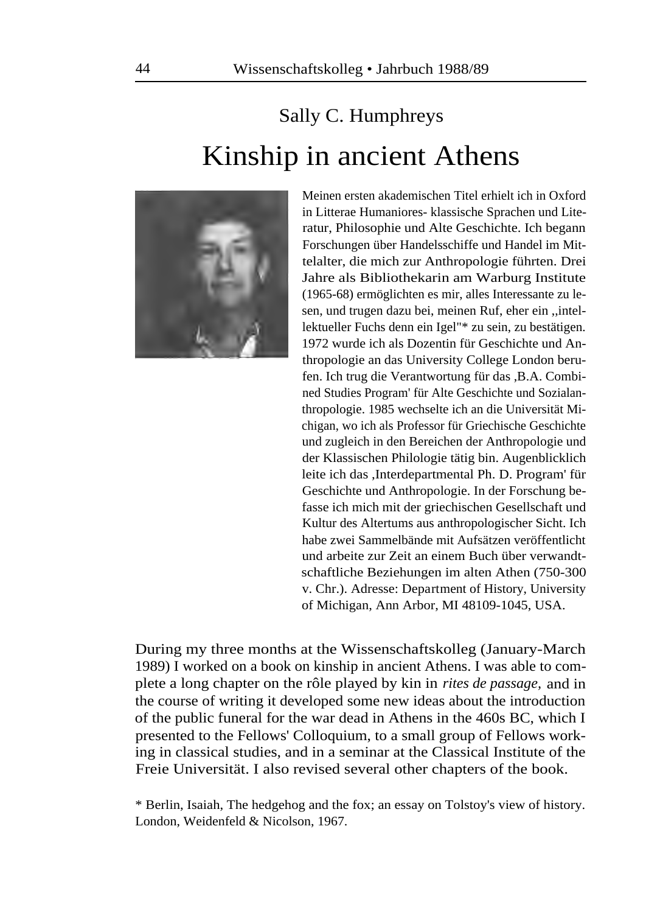## Sally C. Humphreys

# Kinship in ancient Athens

Meinen ersten akademischen Titel erhielt ich in Oxford in Litterae Humaniores- klassische Sprachen und Literatur, Philosophie und Alte Geschichte. Ich begann Forschungen über Handelsschiffe und Handel im Mittelalter, die mich zur Anthropologie führten. Drei Jahre als Bibliothekarin am Warburg Institute (1965-68) ermöglichten es mir, alles Interessante zu lesen, und trugen dazu bei, meinen Ruf, eher ein ,,intellektueller Fuchs denn ein Igel"* zu sein, zu bestätigen. 1972 wurde ich als Dozentin für Geschichte und Anthropologie an das University College London berufen. Ich trug die Verantwortung für das ,B.A. Combined Studies Program' für Alte Geschichte und Sozialanthropologie. 1985 wechselte ich an die Universität Michigan, wo ich als Professor für Griechische Geschichte und zugleich in den Bereichen der Anthropologie und der Klassischen Philologie tätig bin. Augenblicklich leite ich das ,Interdepartmental Ph. D. Program' für Geschichte und Anthropologie. In der Forschung befasse ich mich mit der griechischen Gesellschaft und Kultur des Altertums aus anthropologischer Sicht. Ich habe zwei Sammelbände mit Aufsätzen veröffentlicht und arbeite zur Zeit an einem Buch über verwandtschaftliche Beziehungen im alten Athen (750-300 v. Chr.). Adresse: Department of History, University of Michigan, Ann Arbor, MI 48109-1045, USA.

During my three months at the Wissenschaftskolleg (January-March 1989) I worked on a book on kinship in ancient Athens. I was able to complete a long chapter on the rôle played by kin in *rites de passage,* and in the course of writing it developed some new ideas about the introduction of the public funeral for the war dead in Athens in the 460s BC, which I presented to the Fellows' Colloquium, to a small group of Fellows working in classical studies, and in a seminar at the Classical Institute of the Freie Universität. I also revised several other chapters of the book.

* Berlin, Isaiah, The hedgehog and the fox; an essay on Tolstoy's view of history. London, Weidenfeld & Nicolson, 1967.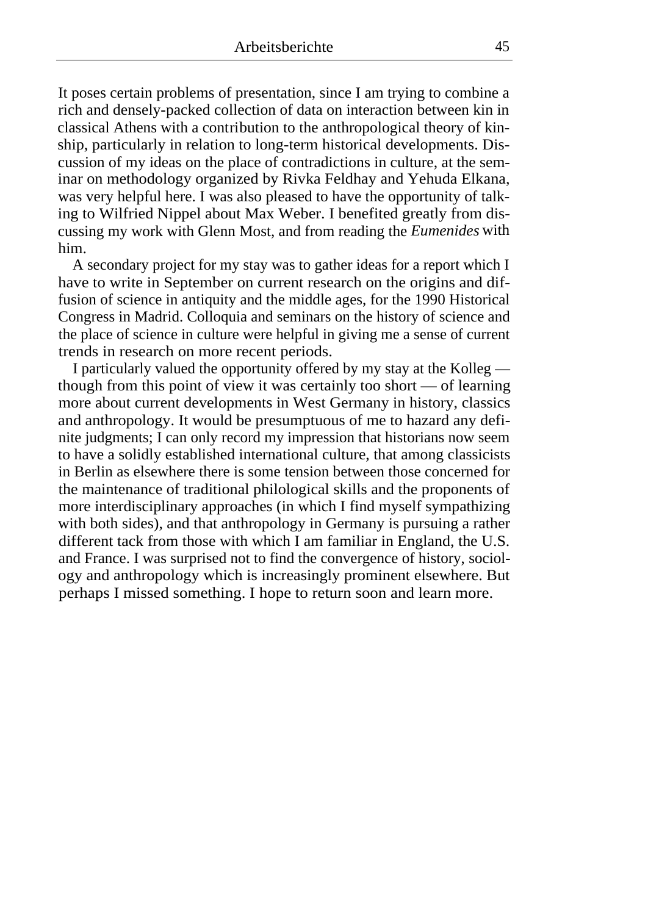It poses certain problems of presentation, since I am trying to combine a rich and densely-packed collection of data on interaction between kin in classical Athens with a contribution to the anthropological theory of kinship, particularly in relation to long-term historical developments. Discussion of my ideas on the place of contradictions in culture, at the seminar on methodology organized by Rivka Feldhay and Yehuda Elkana, was very helpful here. I was also pleased to have the opportunity of talking to Wilfried Nippel about Max Weber. I benefited greatly from discussing my work with Glenn Most, and from reading the *Eumenides* with him.

A secondary project for my stay was to gather ideas for a report which I have to write in September on current research on the origins and diffusion of science in antiquity and the middle ages, for the 1990 Historical Congress in Madrid. Colloquia and seminars on the history of science and the place of science in culture were helpful in giving me a sense of current trends in research on more recent periods.

I particularly valued the opportunity offered by my stay at the Kolleg — though from this point of view it was certainly too short — of learning more about current developments in West Germany in history, classics and anthropology. It would be presumptuous of me to hazard any definite judgments; I can only record my impression that historians now seem to have a solidly established international culture, that among classicists in Berlin as elsewhere there is some tension between those concerned for the maintenance of traditional philological skills and the proponents of more interdisciplinary approaches (in which I find myself sympathizing with both sides), and that anthropology in Germany is pursuing a rather different tack from those with which I am familiar in England, the U.S. and France. I was surprised not to find the convergence of history, sociology and anthropology which is increasingly prominent elsewhere. But perhaps I missed something. I hope to return soon and learn more.